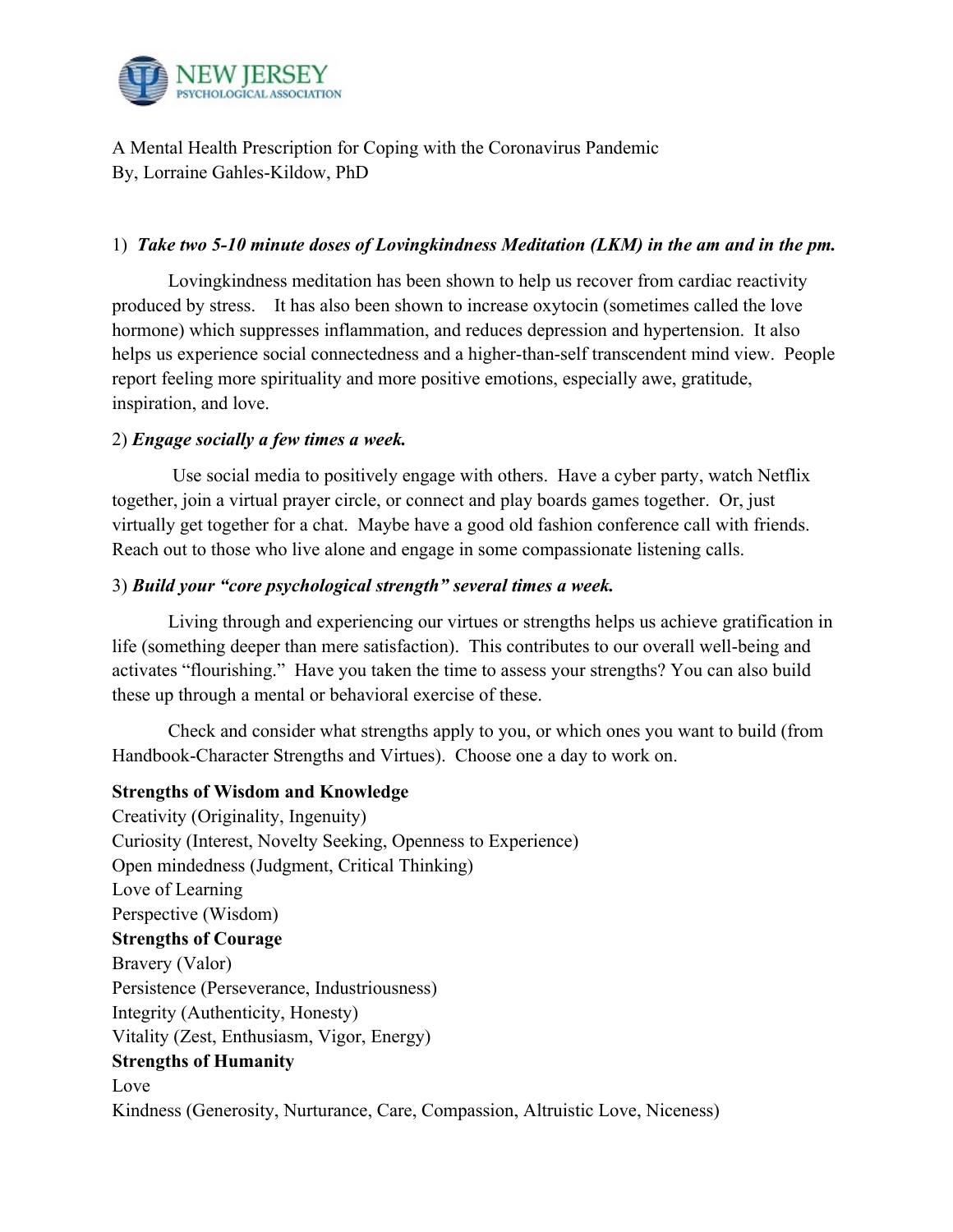NEW JERSEY PSYCHOLOGICAL ASSOCIATION

A Mental Health Prescription for Coping with the Coronavirus Pandemic
By, Lorraine Gahles-Kildow, PhD

1) ***Take two 5-10 minute doses of Lovingkindness Meditation (LKM) in the am and in the pm.***

Lovingkindness meditation has been shown to help us recover from cardiac reactivity produced by stress. It has also been shown to increase oxytocin (sometimes called the love hormone) which suppresses inflammation, and reduces depression and hypertension. It also helps us experience social connectedness and a higher-than-self transcendent mind view. People report feeling more spirituality and more positive emotions, especially awe, gratitude, inspiration, and love.

2) ***Engage socially a few times a week.***

Use social media to positively engage with others. Have a cyber party, watch Netflix together, join a virtual prayer circle, or connect and play boards games together. Or, just virtually get together for a chat. Maybe have a good old fashion conference call with friends. Reach out to those who live alone and engage in some compassionate listening calls.

3) ***Build your "core psychological strength" several times a week.***

Living through and experiencing our virtues or strengths helps us achieve gratification in life (something deeper than mere satisfaction). This contributes to our overall well-being and activates "flourishing." Have you taken the time to assess your strengths? You can also build these up through a mental or behavioral exercise of these.

Check and consider what strengths apply to you, or which ones you want to build (from Handbook-Character Strengths and Virtues). Choose one a day to work on.

**Strengths of Wisdom and Knowledge**
Creativity (Originality, Ingenuity)
Curiosity (Interest, Novelty Seeking, Openness to Experience)
Open mindedness (Judgment, Critical Thinking)
Love of Learning
Perspective (Wisdom)
**Strengths of Courage**
Bravery (Valor)
Persistence (Perseverance, Industriousness)
Integrity (Authenticity, Honesty)
Vitality (Zest, Enthusiasm, Vigor, Energy)
**Strengths of Humanity**
Love
Kindness (Generosity, Nurturance, Care, Compassion, Altruistic Love, Niceness)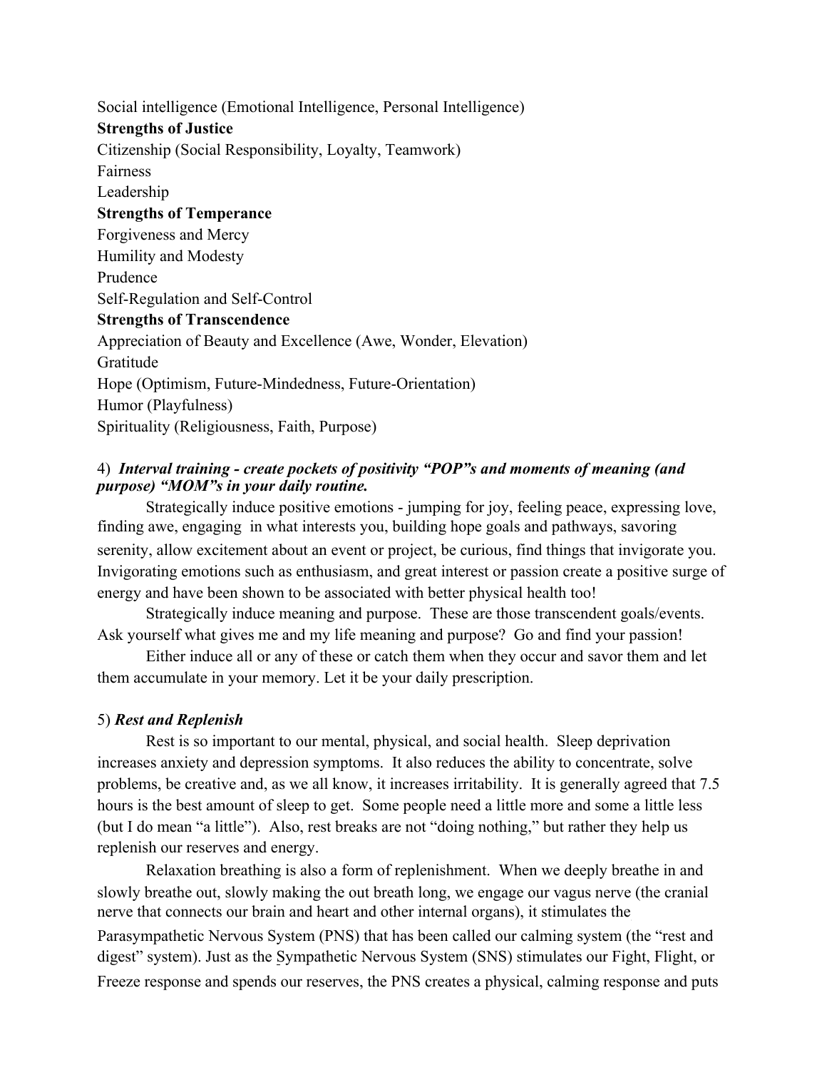Social intelligence (Emotional Intelligence, Personal Intelligence)

**Strengths of Justice**

Citizenship (Social Responsibility, Loyalty, Teamwork)

Fairness

Leadership

**Strengths of Temperance**

Forgiveness and Mercy

Humility and Modesty

Prudence

Self-Regulation and Self-Control

**Strengths of Transcendence**

Appreciation of Beauty and Excellence (Awe, Wonder, Elevation)

Gratitude

Hope (Optimism, Future-Mindedness, Future-Orientation)

Humor (Playfulness)

Spirituality (Religiousness, Faith, Purpose)

4) ***Interval training - create pockets of positivity "POP"s and moments of meaning (and purpose) "MOM"s in your daily routine.***

Strategically induce positive emotions - jumping for joy, feeling peace, expressing love, finding awe, engaging in what interests you, building hope goals and pathways, savoring serenity, allow excitement about an event or project, be curious, find things that invigorate you. Invigorating emotions such as enthusiasm, and great interest or passion create a positive surge of energy and have been shown to be associated with better physical health too!

Strategically induce meaning and purpose. These are those transcendent goals/events. Ask yourself what gives me and my life meaning and purpose? Go and find your passion!

Either induce all or any of these or catch them when they occur and savor them and let them accumulate in your memory. Let it be your daily prescription.

5) ***Rest and Replenish***

Rest is so important to our mental, physical, and social health. Sleep deprivation increases anxiety and depression symptoms. It also reduces the ability to concentrate, solve problems, be creative and, as we all know, it increases irritability. It is generally agreed that 7.5 hours is the best amount of sleep to get. Some people need a little more and some a little less (but I do mean "a little"). Also, rest breaks are not "doing nothing," but rather they help us replenish our reserves and energy.

Relaxation breathing is also a form of replenishment. When we deeply breathe in and slowly breathe out, slowly making the out breath long, we engage our vagus nerve (the cranial nerve that connects our brain and heart and other internal organs), it stimulates the Parasympathetic Nervous System (PNS) that has been called our calming system (the "rest and digest" system). Just as the Sympathetic Nervous System (SNS) stimulates our Fight, Flight, or Freeze response and spends our reserves, the PNS creates a physical, calming response and puts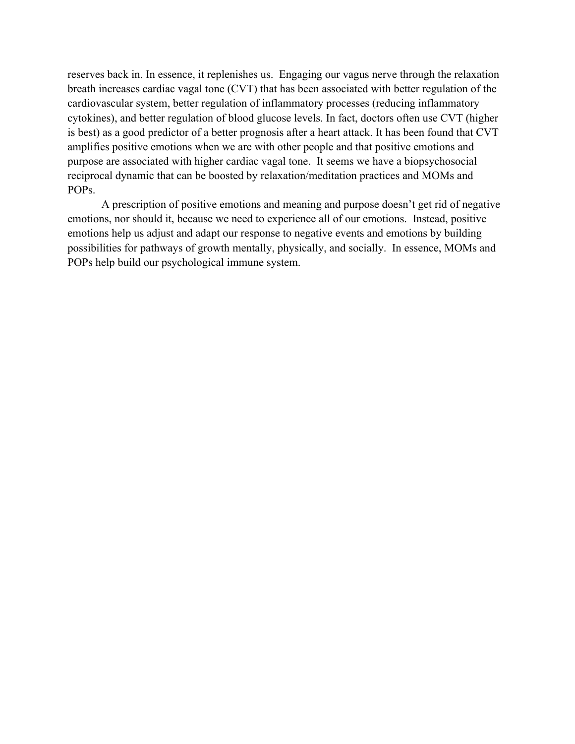reserves back in. In essence, it replenishes us. Engaging our vagus nerve through the relaxation breath increases cardiac vagal tone (CVT) that has been associated with better regulation of the cardiovascular system, better regulation of inflammatory processes (reducing inflammatory cytokines), and better regulation of blood glucose levels. In fact, doctors often use CVT (higher is best) as a good predictor of a better prognosis after a heart attack. It has been found that CVT amplifies positive emotions when we are with other people and that positive emotions and purpose are associated with higher cardiac vagal tone. It seems we have a biopsychosocial reciprocal dynamic that can be boosted by relaxation/meditation practices and MOMs and POPs.

A prescription of positive emotions and meaning and purpose doesn't get rid of negative emotions, nor should it, because we need to experience all of our emotions. Instead, positive emotions help us adjust and adapt our response to negative events and emotions by building possibilities for pathways of growth mentally, physically, and socially. In essence, MOMs and POPs help build our psychological immune system.